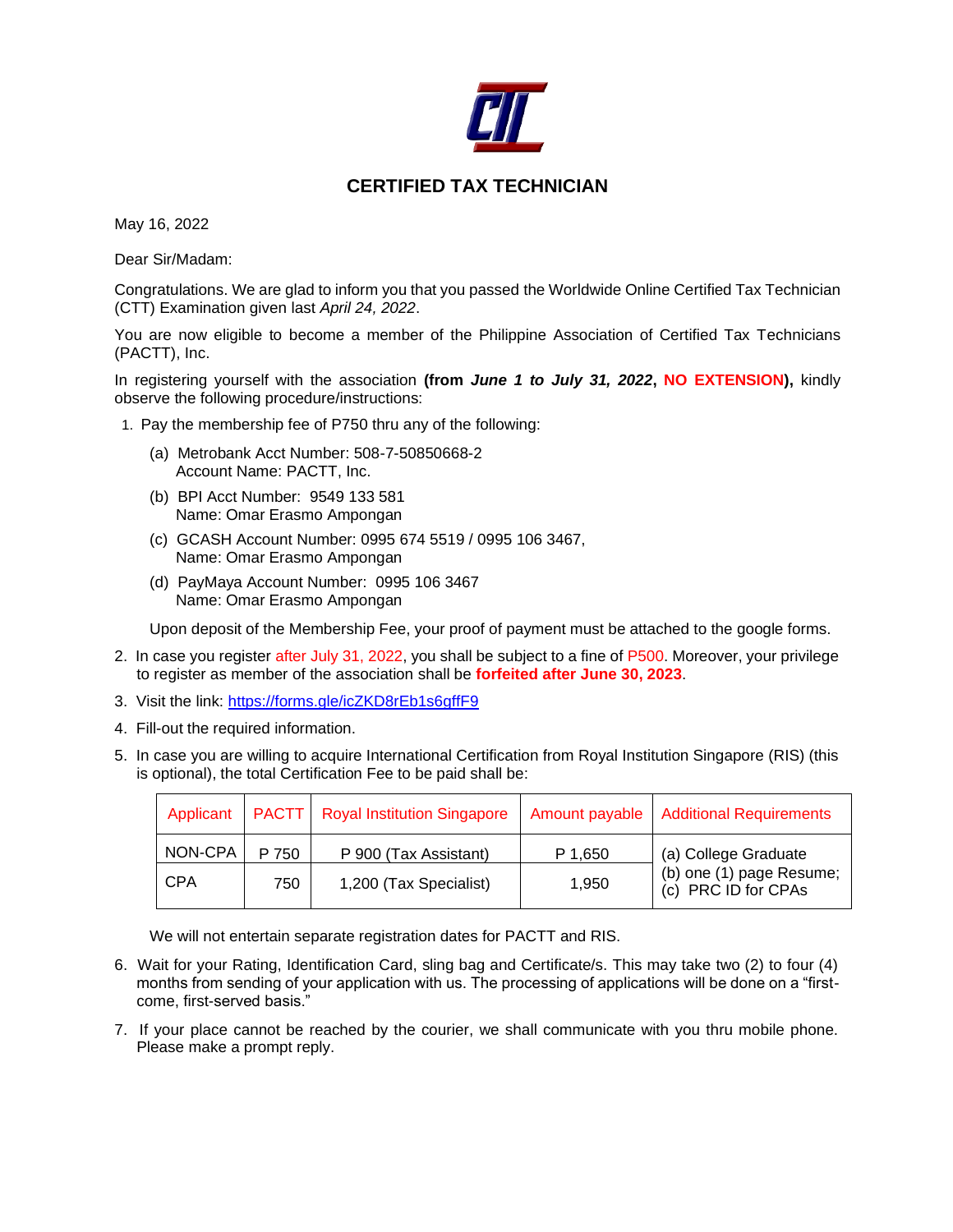# CERTIFIED TAX TECHNICIAN

May 16, 2022

Dear Sir/Madam:

Congratulations. We are glad to inform you that you passed the Worldwide Online Certified Tax Technician (CTT) Examination given last *April 24, 2022*.

You are now eligible to become a member of the Philippine Association of Certified Tax Technicians (PACTT), Inc.

In registering yourself with the association **(from *June 1 to July 31, 2022*, NO EXTENSION),** kindly observe the following procedure/instructions:

1. Pay the membership fee of P750 thru any of the following:

   (a) Metrobank Acct Number: 508-7-50850668-2
   Account Name: PACTT, Inc.

   (b) BPI Acct Number: 9549 133 581
   Name: Omar Erasmo Ampongan

   (c) GCASH Account Number: 0995 674 5519 / 0995 106 3467,
   Name: Omar Erasmo Ampongan

   (d) PayMaya Account Number: 0995 106 3467
   Name: Omar Erasmo Ampongan

   Upon deposit of the Membership Fee, your proof of payment must be attached to the google forms.

2. In case you register after July 31, 2022, you shall be subject to a fine of P500. Moreover, your privilege to register as member of the association shall be **forfeited after June 30, 2023**.
3. Visit the link: https://forms.gle/icZKD8rEb1s6gffF9
4. Fill-out the required information.
5. In case you are willing to acquire International Certification from Royal Institution Singapore (RIS) (this is optional), the total Certification Fee to be paid shall be:

| Applicant | PACTT | Royal Institution Singapore | Amount payable | Additional Requirements |
|---|---|---|---|---|
| NON-CPA | P 750 | P 900 (Tax Assistant) | P 1,650 | (a) College Graduate<br>(b) one (1) page Resume;<br>(c) PRC ID for CPAs |
| CPA | 750 | 1,200 (Tax Specialist) | 1,950 | |

   We will not entertain separate registration dates for PACTT and RIS.

6. Wait for your Rating, Identification Card, sling bag and Certificate/s. This may take two (2) to four (4) months from sending of your application with us. The processing of applications will be done on a "first-come, first-served basis."
7. If your place cannot be reached by the courier, we shall communicate with you thru mobile phone. Please make a prompt reply.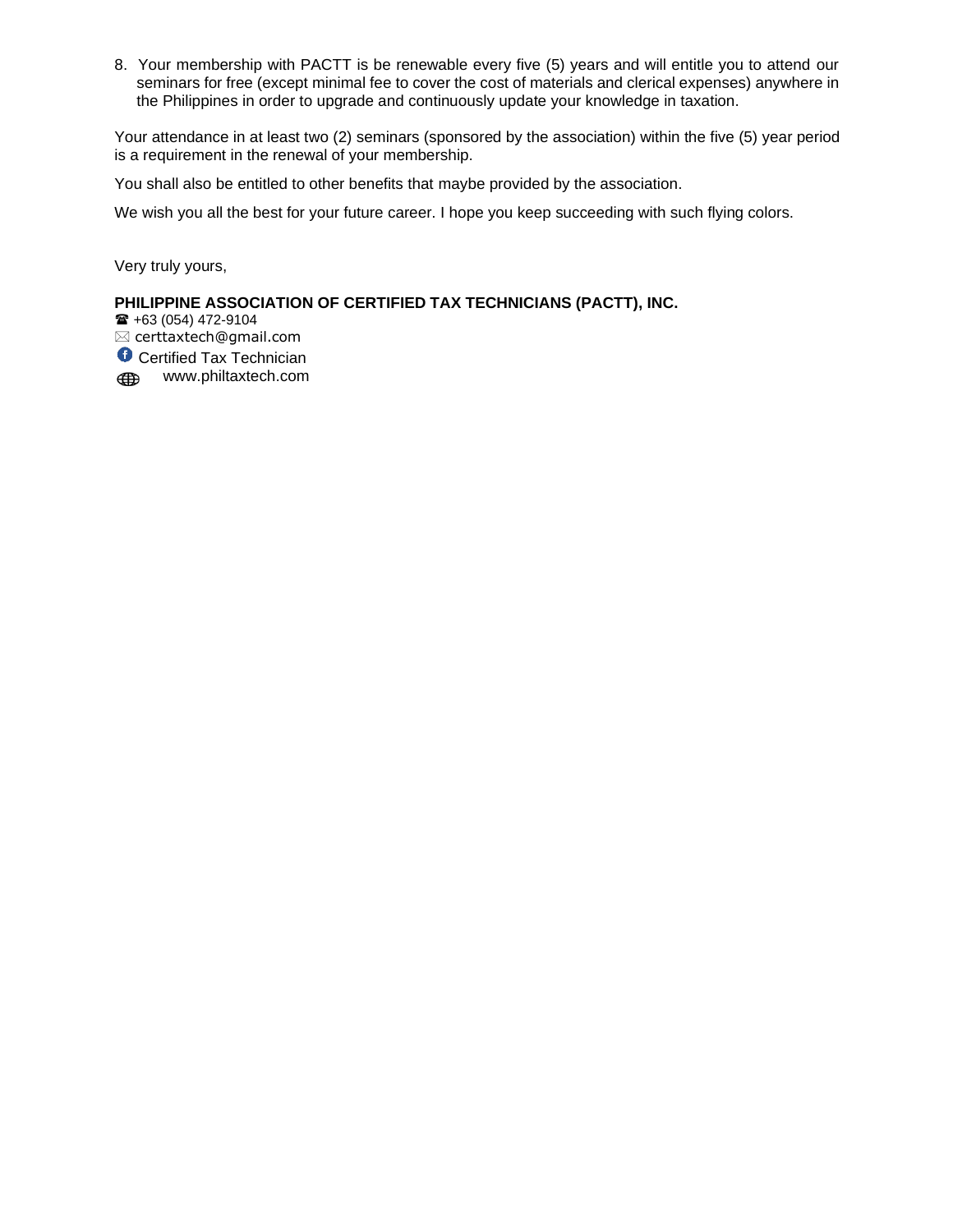8. Your membership with PACTT is be renewable every five (5) years and will entitle you to attend our seminars for free (except minimal fee to cover the cost of materials and clerical expenses) anywhere in the Philippines in order to upgrade and continuously update your knowledge in taxation.

Your attendance in at least two (2) seminars (sponsored by the association) within the five (5) year period is a requirement in the renewal of your membership.

You shall also be entitled to other benefits that maybe provided by the association.

We wish you all the best for your future career. I hope you keep succeeding with such flying colors.

Very truly yours,

**PHILIPPINE ASSOCIATION OF CERTIFIED TAX TECHNICIANS (PACTT), INC.**

☎ +63 (054) 472-9104

✉ certtaxtech@gmail.com

Certified Tax Technician

www.philtaxtech.com